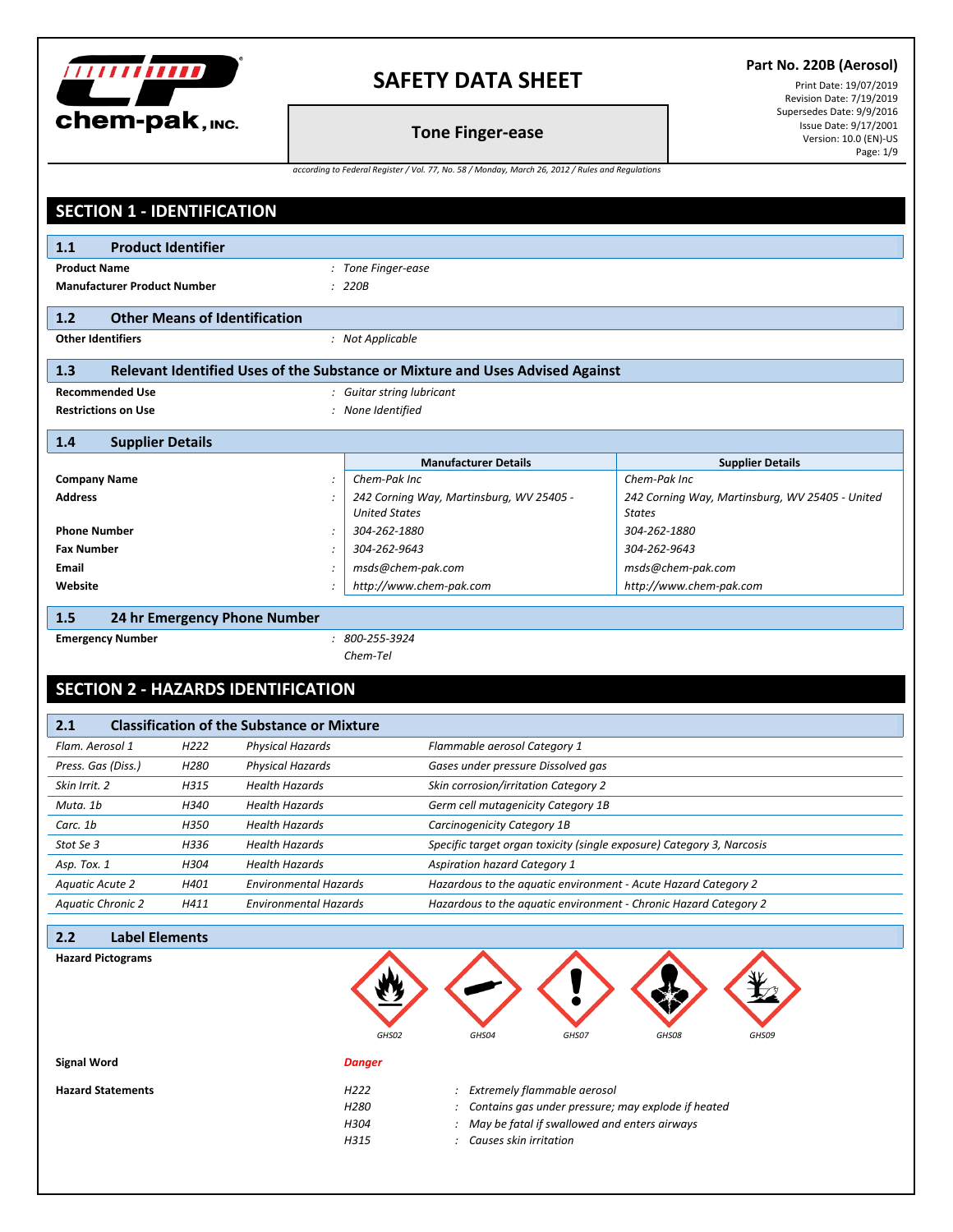# SAFETY DATA SHEET

**Tone Finger-ease**

**Part No. 220B (Aerosol)**

Print Date: 19/07/2019
Revision Date: 7/19/2019
Supersedes Date: 9/9/2016
Issue Date: 9/17/2001
Version: 10.0 (EN)-US

*according to Federal Register / Vol. 77, No. 58 / Monday, March 26, 2012 / Rules and Regulations*

## SECTION 1 - IDENTIFICATION

### 1.1 Product Identifier

**Product Name** : *Tone Finger-ease*

**Manufacturer Product Number** : *220B*

### 1.2 Other Means of Identification

**Other Identifiers** : *Not Applicable*

### 1.3 Relevant Identified Uses of the Substance or Mixture and Uses Advised Against

**Recommended Use** : *Guitar string lubricant*

**Restrictions on Use** : *None Identified*

### 1.4 Supplier Details

| | Manufacturer Details | Supplier Details |
|---|---|---|
| **Company Name** | Chem-Pak Inc | Chem-Pak Inc |
| **Address** | 242 Corning Way, Martinsburg, WV 25405 - United States | 242 Corning Way, Martinsburg, WV 25405 - United States |
| **Phone Number** | 304-262-1880 | 304-262-1880 |
| **Fax Number** | 304-262-9643 | 304-262-9643 |
| **Email** | msds@chem-pak.com | msds@chem-pak.com |
| **Website** | http://www.chem-pak.com | http://www.chem-pak.com |

### 1.5 24 hr Emergency Phone Number

**Emergency Number** : *800-255-3924*
*Chem-Tel*

## SECTION 2 - HAZARDS IDENTIFICATION

### 2.1 Classification of the Substance or Mixture

| | | | |
|---|---|---|---|
| Flam. Aerosol 1 | H222 | Physical Hazards | Flammable aerosol Category 1 |
| Press. Gas (Diss.) | H280 | Physical Hazards | Gases under pressure Dissolved gas |
| Skin Irrit. 2 | H315 | Health Hazards | Skin corrosion/irritation Category 2 |
| Muta. 1b | H340 | Health Hazards | Germ cell mutagenicity Category 1B |
| Carc. 1b | H350 | Health Hazards | Carcinogenicity Category 1B |
| Stot Se 3 | H336 | Health Hazards | Specific target organ toxicity (single exposure) Category 3, Narcosis |
| Asp. Tox. 1 | H304 | Health Hazards | Aspiration hazard Category 1 |
| Aquatic Acute 2 | H401 | Environmental Hazards | Hazardous to the aquatic environment - Acute Hazard Category 2 |
| Aquatic Chronic 2 | H411 | Environmental Hazards | Hazardous to the aquatic environment - Chronic Hazard Category 2 |

### 2.2 Label Elements

**Hazard Pictograms**

GHS02 GHS04 GHS07 GHS08 GHS09

**Signal Word** *Danger*

**Hazard Statements**

| | | |
|---|---|---|
| H222 | : | Extremely flammable aerosol |
| H280 | : | Contains gas under pressure; may explode if heated |
| H304 | : | May be fatal if swallowed and enters airways |
| H315 | : | Causes skin irritation |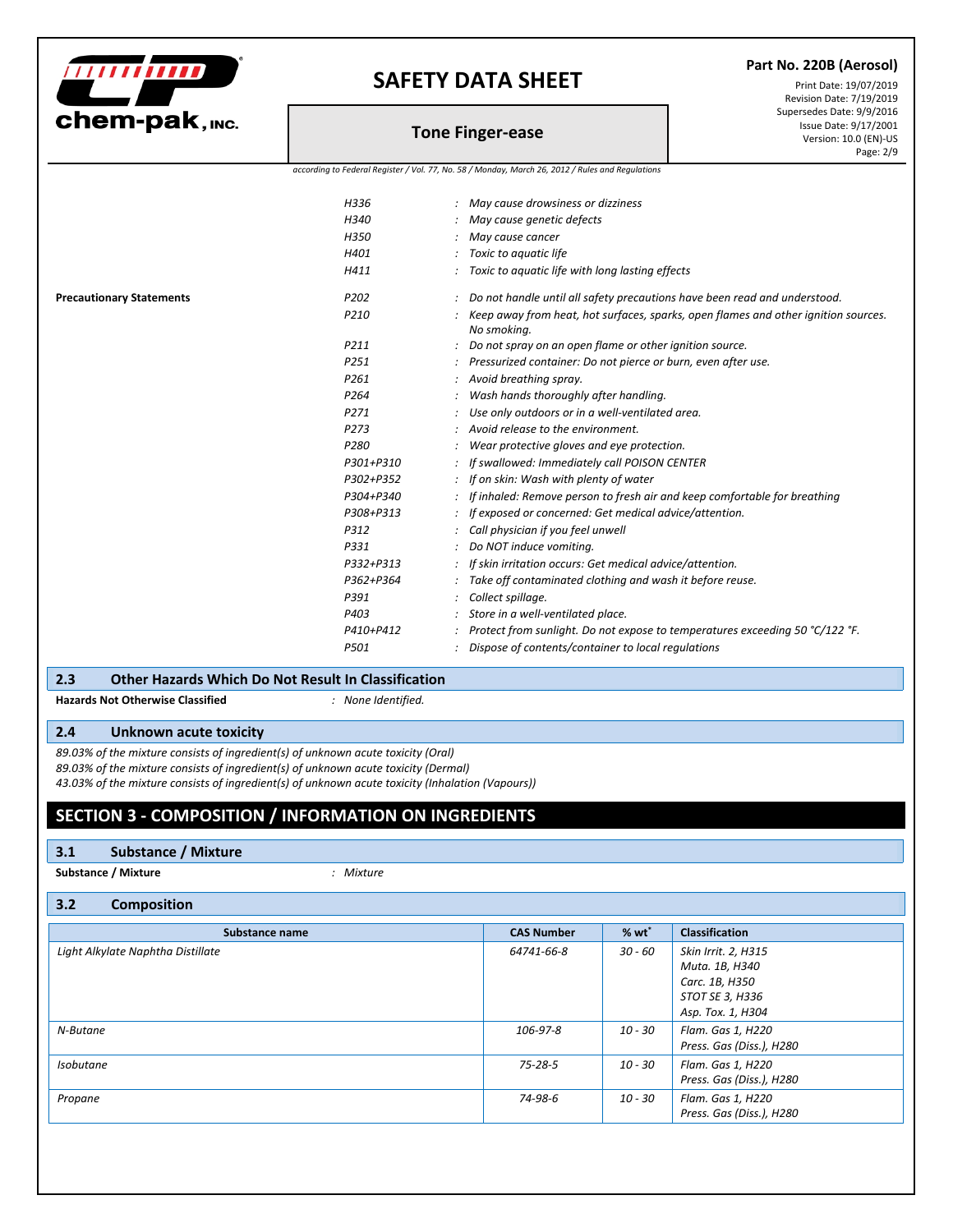| | | |
|---|---|---|
| | *H336* | *: May cause drowsiness or dizziness* |
| | *H340* | *: May cause genetic defects* |
| | *H350* | *: May cause cancer* |
| | *H401* | *: Toxic to aquatic life* |
| | *H411* | *: Toxic to aquatic life with long lasting effects* |
| **Precautionary Statements** | *P202* | *: Do not handle until all safety precautions have been read and understood.* |
| | *P210* | *: Keep away from heat, hot surfaces, sparks, open flames and other ignition sources. No smoking.* |
| | *P211* | *: Do not spray on an open flame or other ignition source.* |
| | *P251* | *: Pressurized container: Do not pierce or burn, even after use.* |
| | *P261* | *: Avoid breathing spray.* |
| | *P264* | *: Wash hands thoroughly after handling.* |
| | *P271* | *: Use only outdoors or in a well-ventilated area.* |
| | *P273* | *: Avoid release to the environment.* |
| | *P280* | *: Wear protective gloves and eye protection.* |
| | *P301+P310* | *: If swallowed: Immediately call POISON CENTER* |
| | *P302+P352* | *: If on skin: Wash with plenty of water* |
| | *P304+P340* | *: If inhaled: Remove person to fresh air and keep comfortable for breathing* |
| | *P308+P313* | *: If exposed or concerned: Get medical advice/attention.* |
| | *P312* | *: Call physician if you feel unwell* |
| | *P331* | *: Do NOT induce vomiting.* |
| | *P332+P313* | *: If skin irritation occurs: Get medical advice/attention.* |
| | *P362+P364* | *: Take off contaminated clothing and wash it before reuse.* |
| | *P391* | *: Collect spillage.* |
| | *P403* | *: Store in a well-ventilated place.* |
| | *P410+P412* | *: Protect from sunlight. Do not expose to temperatures exceeding 50 °C/122 °F.* |
| | *P501* | *: Dispose of contents/container to local regulations* |

### 2.3 Other Hazards Which Do Not Result In Classification

**Hazards Not Otherwise Classified** : *None Identified.*

### 2.4 Unknown acute toxicity

*89.03% of the mixture consists of ingredient(s) of unknown acute toxicity (Oral)*
*89.03% of the mixture consists of ingredient(s) of unknown acute toxicity (Dermal)*
*43.03% of the mixture consists of ingredient(s) of unknown acute toxicity (Inhalation (Vapours))*

## SECTION 3 - COMPOSITION / INFORMATION ON INGREDIENTS

### 3.1 Substance / Mixture

**Substance / Mixture** : *Mixture*

### 3.2 Composition

| Substance name | CAS Number | % wt* | Classification |
|---|---|---|---|
| *Light Alkylate Naphtha Distillate* | *64741-66-8* | *30 - 60* | *Skin Irrit. 2, H315*<br>*Muta. 1B, H340*<br>*Carc. 1B, H350*<br>*STOT SE 3, H336*<br>*Asp. Tox. 1, H304* |
| *N-Butane* | *106-97-8* | *10 - 30* | *Flam. Gas 1, H220*<br>*Press. Gas (Diss.), H280* |
| *Isobutane* | *75-28-5* | *10 - 30* | *Flam. Gas 1, H220*<br>*Press. Gas (Diss.), H280* |
| *Propane* | *74-98-6* | *10 - 30* | *Flam. Gas 1, H220*<br>*Press. Gas (Diss.), H280* |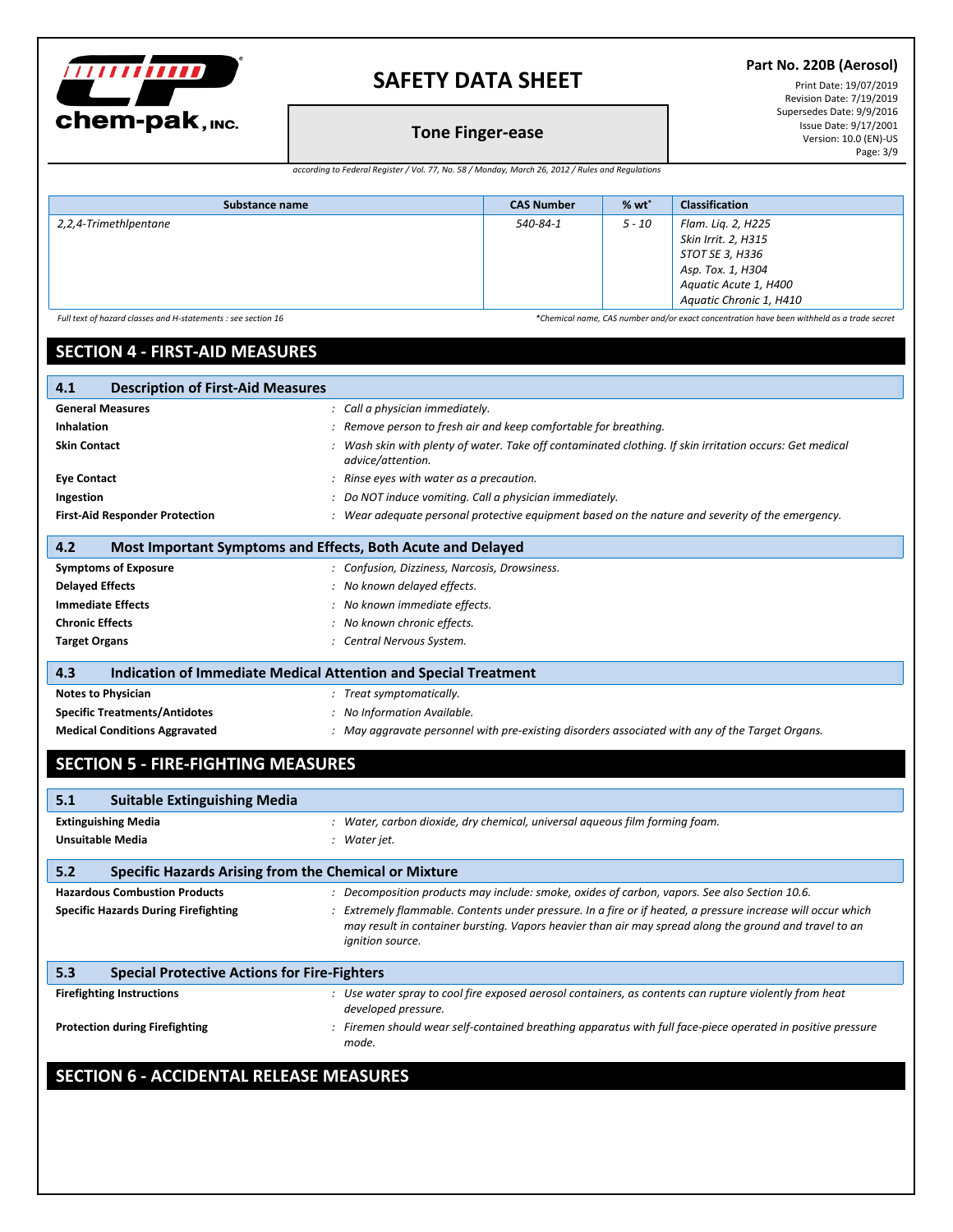| Substance name | CAS Number | % wt* | Classification |
|---|---|---|---|
| *2,2,4-Trimethlpentane* | *540-84-1* | *5 - 10* | *Flam. Liq. 2, H225*<br>*Skin Irrit. 2, H315*<br>*STOT SE 3, H336*<br>*Asp. Tox. 1, H304*<br>*Aquatic Acute 1, H400*<br>*Aquatic Chronic 1, H410* |

*Full text of hazard classes and H-statements : see section 16*

**Chemical name, CAS number and/or exact concentration have been withheld as a trade secret*

## SECTION 4 - FIRST-AID MEASURES

### 4.1 Description of First-Aid Measures

**General Measures** : *Call a physician immediately.*

**Inhalation** : *Remove person to fresh air and keep comfortable for breathing.*

**Skin Contact** : *Wash skin with plenty of water. Take off contaminated clothing. If skin irritation occurs: Get medical advice/attention.*

**Eye Contact** : *Rinse eyes with water as a precaution.*

**Ingestion** : *Do NOT induce vomiting. Call a physician immediately.*

**First-Aid Responder Protection** : *Wear adequate personal protective equipment based on the nature and severity of the emergency.*

### 4.2 Most Important Symptoms and Effects, Both Acute and Delayed

**Symptoms of Exposure** : *Confusion, Dizziness, Narcosis, Drowsiness.*

**Delayed Effects** : *No known delayed effects.*

**Immediate Effects** : *No known immediate effects.*

**Chronic Effects** : *No known chronic effects.*

**Target Organs** : *Central Nervous System.*

### 4.3 Indication of Immediate Medical Attention and Special Treatment

**Notes to Physician** : *Treat symptomatically.*

**Specific Treatments/Antidotes** : *No Information Available.*

**Medical Conditions Aggravated** : *May aggravate personnel with pre-existing disorders associated with any of the Target Organs.*

## SECTION 5 - FIRE-FIGHTING MEASURES

### 5.1 Suitable Extinguishing Media

**Extinguishing Media** : *Water, carbon dioxide, dry chemical, universal aqueous film forming foam.*

**Unsuitable Media** : *Water jet.*

### 5.2 Specific Hazards Arising from the Chemical or Mixture

**Hazardous Combustion Products** : *Decomposition products may include: smoke, oxides of carbon, vapors. See also Section 10.6.*

**Specific Hazards During Firefighting** : *Extremely flammable. Contents under pressure. In a fire or if heated, a pressure increase will occur which may result in container bursting. Vapors heavier than air may spread along the ground and travel to an ignition source.*

### 5.3 Special Protective Actions for Fire-Fighters

**Firefighting Instructions** : *Use water spray to cool fire exposed aerosol containers, as contents can rupture violently from heat developed pressure.*

**Protection during Firefighting** : *Firemen should wear self-contained breathing apparatus with full face-piece operated in positive pressure mode.*

## SECTION 6 - ACCIDENTAL RELEASE MEASURES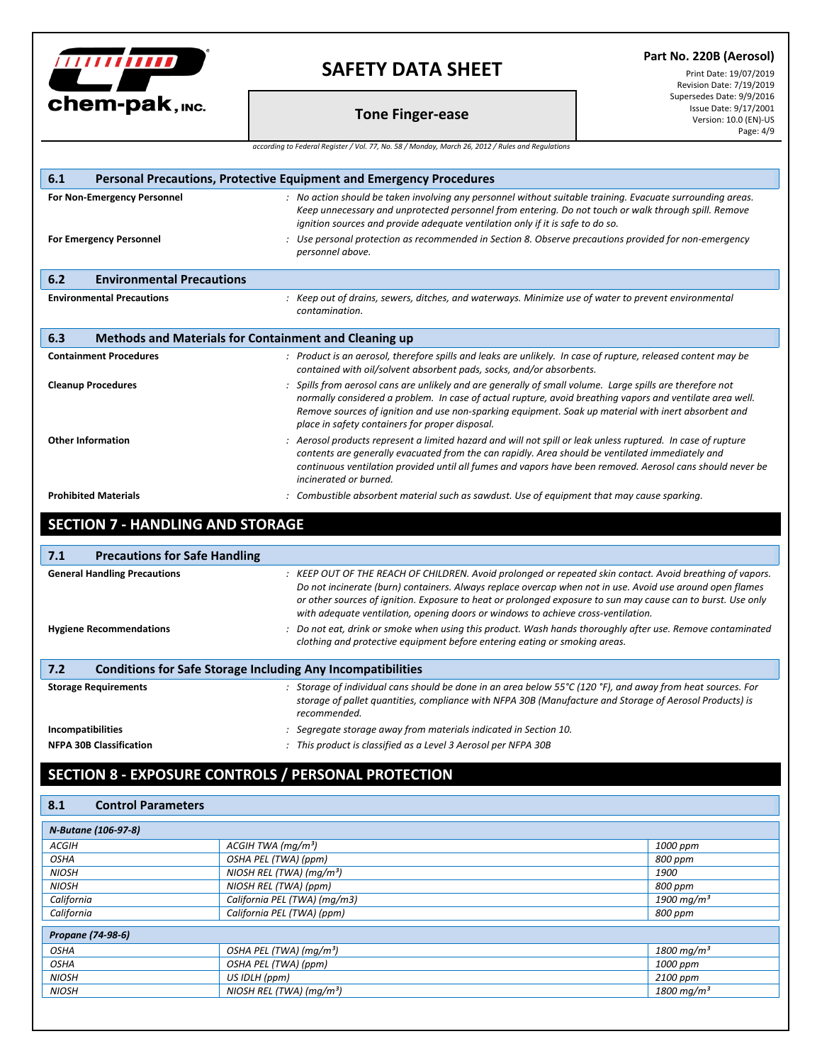### 6.1 Personal Precautions, Protective Equipment and Emergency Procedures

**For Non-Emergency Personnel** : *No action should be taken involving any personnel without suitable training. Evacuate surrounding areas. Keep unnecessary and unprotected personnel from entering. Do not touch or walk through spill. Remove ignition sources and provide adequate ventilation only if it is safe to do so.*

**For Emergency Personnel** : *Use personal protection as recommended in Section 8. Observe precautions provided for non-emergency personnel above.*

### 6.2 Environmental Precautions

**Environmental Precautions** : *Keep out of drains, sewers, ditches, and waterways. Minimize use of water to prevent environmental contamination.*

### 6.3 Methods and Materials for Containment and Cleaning up

**Containment Procedures** : *Product is an aerosol, therefore spills and leaks are unlikely. In case of rupture, released content may be contained with oil/solvent absorbent pads, socks, and/or absorbents.*

**Cleanup Procedures** : *Spills from aerosol cans are unlikely and are generally of small volume. Large spills are therefore not normally considered a problem. In case of actual rupture, avoid breathing vapors and ventilate area well. Remove sources of ignition and use non-sparking equipment. Soak up material with inert absorbent and place in safety containers for proper disposal.*

**Other Information** : *Aerosol products represent a limited hazard and will not spill or leak unless ruptured. In case of rupture contents are generally evacuated from the can rapidly. Area should be ventilated immediately and continuous ventilation provided until all fumes and vapors have been removed. Aerosol cans should never be incinerated or burned.*

**Prohibited Materials** : *Combustible absorbent material such as sawdust. Use of equipment that may cause sparking.*

## SECTION 7 - HANDLING AND STORAGE

### 7.1 Precautions for Safe Handling

**General Handling Precautions** : *KEEP OUT OF THE REACH OF CHILDREN. Avoid prolonged or repeated skin contact. Avoid breathing of vapors. Do not incinerate (burn) containers. Always replace overcap when not in use. Avoid use around open flames or other sources of ignition. Exposure to heat or prolonged exposure to sun may cause can to burst. Use only with adequate ventilation, opening doors or windows to achieve cross-ventilation.*

**Hygiene Recommendations** : *Do not eat, drink or smoke when using this product. Wash hands thoroughly after use. Remove contaminated clothing and protective equipment before entering eating or smoking areas.*

### 7.2 Conditions for Safe Storage Including Any Incompatibilities

**Storage Requirements** : *Storage of individual cans should be done in an area below 55°C (120 °F), and away from heat sources. For storage of pallet quantities, compliance with NFPA 30B (Manufacture and Storage of Aerosol Products) is recommended.*

**Incompatibilities** : *Segregate storage away from materials indicated in Section 10.*

**NFPA 30B Classification** : *This product is classified as a Level 3 Aerosol per NFPA 30B*

## SECTION 8 - EXPOSURE CONTROLS / PERSONAL PROTECTION

### 8.1 Control Parameters

| *N-Butane (106-97-8)* | | |
|---|---|---|
| *ACGIH* | *ACGIH TWA (mg/m³)* | *1000 ppm* |
| *OSHA* | *OSHA PEL (TWA) (ppm)* | *800 ppm* |
| *NIOSH* | *NIOSH REL (TWA) (mg/m³)* | *1900* |
| *NIOSH* | *NIOSH REL (TWA) (ppm)* | *800 ppm* |
| *California* | *California PEL (TWA) (mg/m3)* | *1900 mg/m³* |
| *California* | *California PEL (TWA) (ppm)* | *800 ppm* |

| *Propane (74-98-6)* | | |
|---|---|---|
| *OSHA* | *OSHA PEL (TWA) (mg/m³)* | *1800 mg/m³* |
| *OSHA* | *OSHA PEL (TWA) (ppm)* | *1000 ppm* |
| *NIOSH* | *US IDLH (ppm)* | *2100 ppm* |
| *NIOSH* | *NIOSH REL (TWA) (mg/m³)* | *1800 mg/m³* |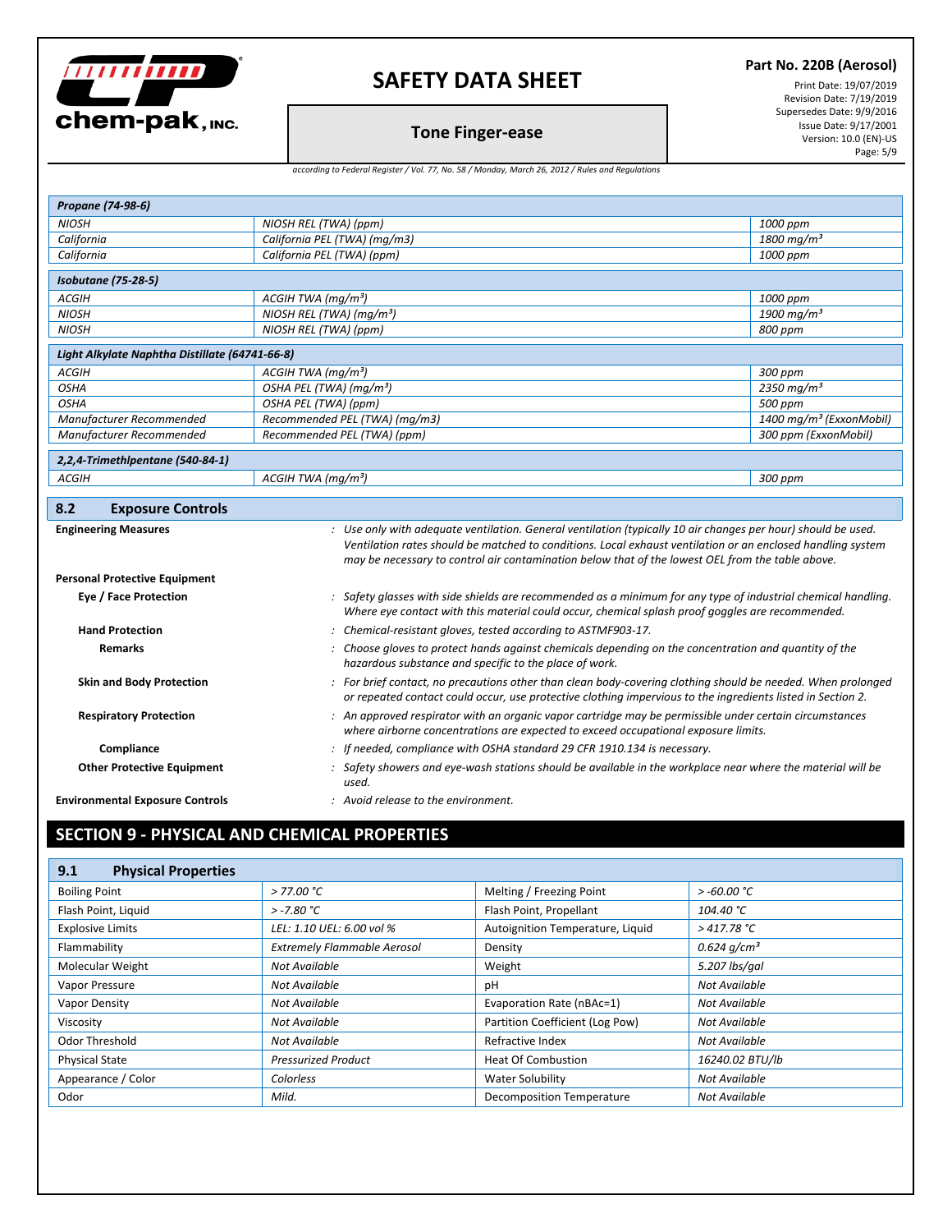| Propane (74-98-6) | | |
|---|---|---|
| NIOSH | NIOSH REL (TWA) (ppm) | 1000 ppm |
| California | California PEL (TWA) (mg/m3) | 1800 mg/m³ |
| California | California PEL (TWA) (ppm) | 1000 ppm |

| Isobutane (75-28-5) | | |
|---|---|---|
| ACGIH | ACGIH TWA (mg/m³) | 1000 ppm |
| NIOSH | NIOSH REL (TWA) (mg/m³) | 1900 mg/m³ |
| NIOSH | NIOSH REL (TWA) (ppm) | 800 ppm |

| Light Alkylate Naphtha Distillate (64741-66-8) | | |
|---|---|---|
| ACGIH | ACGIH TWA (mg/m³) | 300 ppm |
| OSHA | OSHA PEL (TWA) (mg/m³) | 2350 mg/m³ |
| OSHA | OSHA PEL (TWA) (ppm) | 500 ppm |
| Manufacturer Recommended | Recommended PEL (TWA) (mg/m3) | 1400 mg/m³ (ExxonMobil) |
| Manufacturer Recommended | Recommended PEL (TWA) (ppm) | 300 ppm (ExxonMobil) |

| 2,2,4-Trimethlpentane (540-84-1) | | |
|---|---|---|
| ACGIH | ACGIH TWA (mg/m³) | 300 ppm |

### 8.2 Exposure Controls

**Engineering Measures** : *Use only with adequate ventilation. General ventilation (typically 10 air changes per hour) should be used. Ventilation rates should be matched to conditions. Local exhaust ventilation or an enclosed handling system may be necessary to control air contamination below that of the lowest OEL from the table above.*

**Personal Protective Equipment**

**Eye / Face Protection** : *Safety glasses with side shields are recommended as a minimum for any type of industrial chemical handling. Where eye contact with this material could occur, chemical splash proof goggles are recommended.*

**Hand Protection** : *Chemical-resistant gloves, tested according to ASTMF903-17.*

**Remarks** : *Choose gloves to protect hands against chemicals depending on the concentration and quantity of the hazardous substance and specific to the place of work.*

**Skin and Body Protection** : *For brief contact, no precautions other than clean body-covering clothing should be needed. When prolonged or repeated contact could occur, use protective clothing impervious to the ingredients listed in Section 2.*

**Respiratory Protection** : *An approved respirator with an organic vapor cartridge may be permissible under certain circumstances where airborne concentrations are expected to exceed occupational exposure limits.*

**Compliance** : *If needed, compliance with OSHA standard 29 CFR 1910.134 is necessary.*

**Other Protective Equipment** : *Safety showers and eye-wash stations should be available in the workplace near where the material will be used.*

**Environmental Exposure Controls** : *Avoid release to the environment.*

## SECTION 9 - PHYSICAL AND CHEMICAL PROPERTIES

### 9.1 Physical Properties

| | | | |
|---|---|---|---|
| Boiling Point | > 77.00 °C | Melting / Freezing Point | > -60.00 °C |
| Flash Point, Liquid | > -7.80 °C | Flash Point, Propellant | 104.40 °C |
| Explosive Limits | LEL: 1.10 UEL: 6.00 vol % | Autoignition Temperature, Liquid | > 417.78 °C |
| Flammability | Extremely Flammable Aerosol | Density | 0.624 g/cm³ |
| Molecular Weight | Not Available | Weight | 5.207 lbs/gal |
| Vapor Pressure | Not Available | pH | Not Available |
| Vapor Density | Not Available | Evaporation Rate (nBAc=1) | Not Available |
| Viscosity | Not Available | Partition Coefficient (Log Pow) | Not Available |
| Odor Threshold | Not Available | Refractive Index | Not Available |
| Physical State | Pressurized Product | Heat Of Combustion | 16240.02 BTU/lb |
| Appearance / Color | Colorless | Water Solubility | Not Available |
| Odor | Mild. | Decomposition Temperature | Not Available |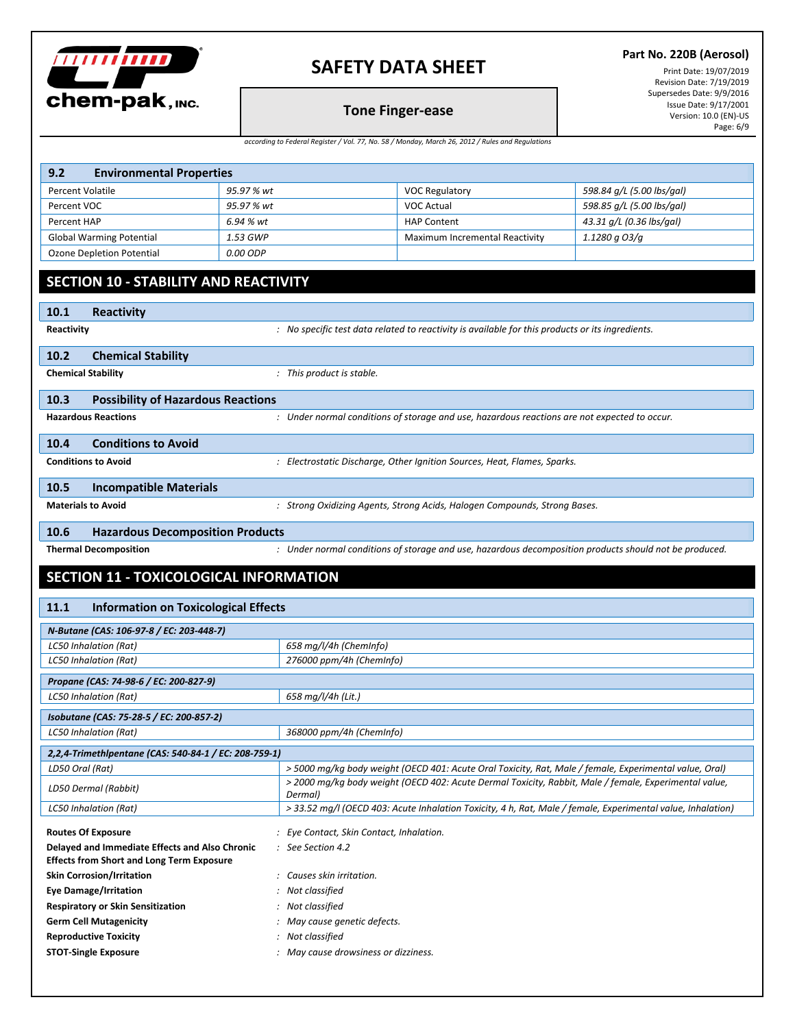### 9.2 Environmental Properties

| | | | |
|---|---|---|---|
| Percent Volatile | *95.97 % wt* | VOC Regulatory | *598.84 g/L (5.00 lbs/gal)* |
| Percent VOC | *95.97 % wt* | VOC Actual | *598.85 g/L (5.00 lbs/gal)* |
| Percent HAP | *6.94 % wt* | HAP Content | *43.31 g/L (0.36 lbs/gal)* |
| Global Warming Potential | *1.53 GWP* | Maximum Incremental Reactivity | *1.1280 g O3/g* |
| Ozone Depletion Potential | *0.00 ODP* | | |

## SECTION 10 - STABILITY AND REACTIVITY

### 10.1 Reactivity

**Reactivity** : *No specific test data related to reactivity is available for this products or its ingredients.*

### 10.2 Chemical Stability

**Chemical Stability** : *This product is stable.*

### 10.3 Possibility of Hazardous Reactions

**Hazardous Reactions** : *Under normal conditions of storage and use, hazardous reactions are not expected to occur.*

### 10.4 Conditions to Avoid

**Conditions to Avoid** : *Electrostatic Discharge, Other Ignition Sources, Heat, Flames, Sparks.*

### 10.5 Incompatible Materials

**Materials to Avoid** : *Strong Oxidizing Agents, Strong Acids, Halogen Compounds, Strong Bases.*

### 10.6 Hazardous Decomposition Products

**Thermal Decomposition** : *Under normal conditions of storage and use, hazardous decomposition products should not be produced.*

## SECTION 11 - TOXICOLOGICAL INFORMATION

### 11.1 Information on Toxicological Effects

| *N-Butane (CAS: 106-97-8 / EC: 203-448-7)* | |
|---|---|
| *LC50 Inhalation (Rat)* | *658 mg/l/4h (ChemInfo)* |
| *LC50 Inhalation (Rat)* | *276000 ppm/4h (ChemInfo)* |

| *Propane (CAS: 74-98-6 / EC: 200-827-9)* | |
|---|---|
| *LC50 Inhalation (Rat)* | *658 mg/l/4h (Lit.)* |

| *Isobutane (CAS: 75-28-5 / EC: 200-857-2)* | |
|---|---|
| *LC50 Inhalation (Rat)* | *368000 ppm/4h (ChemInfo)* |

| *2,2,4-Trimethlpentane (CAS: 540-84-1 / EC: 208-759-1)* | |
|---|---|
| *LD50 Oral (Rat)* | *> 5000 mg/kg body weight (OECD 401: Acute Oral Toxicity, Rat, Male / female, Experimental value, Oral)* |
| *LD50 Dermal (Rabbit)* | *> 2000 mg/kg body weight (OECD 402: Acute Dermal Toxicity, Rabbit, Male / female, Experimental value, Dermal)* |
| *LC50 Inhalation (Rat)* | *> 33.52 mg/l (OECD 403: Acute Inhalation Toxicity, 4 h, Rat, Male / female, Experimental value, Inhalation)* |

**Routes Of Exposure** : *Eye Contact, Skin Contact, Inhalation.*

**Delayed and Immediate Effects and Also Chronic Effects from Short and Long Term Exposure** : *See Section 4.2*

**Skin Corrosion/Irritation** : *Causes skin irritation.*

**Eye Damage/Irritation** : *Not classified*

**Respiratory or Skin Sensitization** : *Not classified*

**Germ Cell Mutagenicity** : *May cause genetic defects.*

**Reproductive Toxicity** : *Not classified*

**STOT-Single Exposure** : *May cause drowsiness or dizziness.*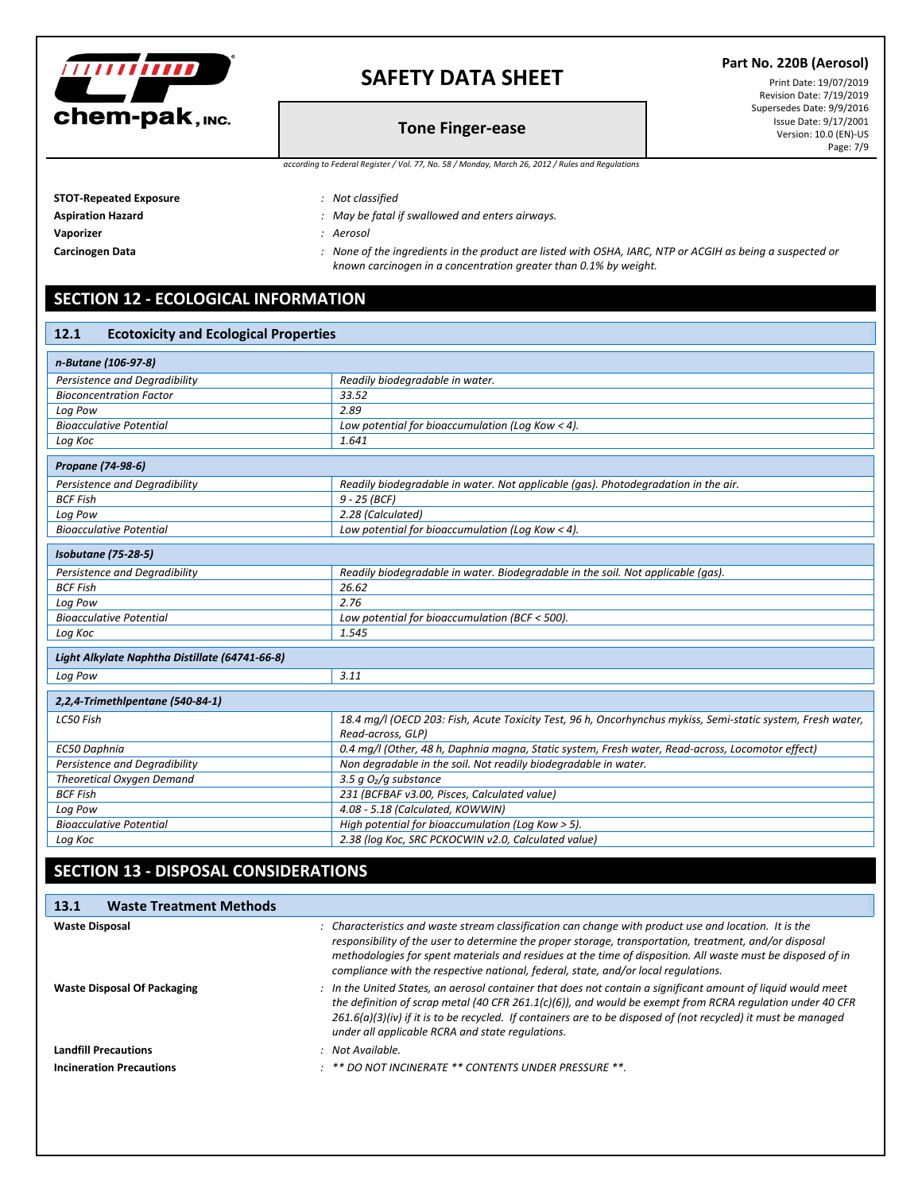| | |
|---|---|
| **STOT-Repeated Exposure** | : *Not classified* |
| **Aspiration Hazard** | : *May be fatal if swallowed and enters airways.* |
| **Vaporizer** | : *Aerosol* |
| **Carcinogen Data** | : *None of the ingredients in the product are listed with OSHA, IARC, NTP or ACGIH as being a suspected or known carcinogen in a concentration greater than 0.1% by weight.* |

## SECTION 12 - ECOLOGICAL INFORMATION

### 12.1 Ecotoxicity and Ecological Properties

| ***n-Butane (106-97-8)*** | |
|---|---|
| *Persistence and Degradibility* | *Readily biodegradable in water.* |
| *Bioconcentration Factor* | *33.52* |
| *Log Pow* | *2.89* |
| *Bioacculative Potential* | *Low potential for bioaccumulation (Log Kow < 4).* |
| *Log Koc* | *1.641* |

| ***Propane (74-98-6)*** | |
|---|---|
| *Persistence and Degradibility* | *Readily biodegradable in water. Not applicable (gas). Photodegradation in the air.* |
| *BCF Fish* | *9 - 25 (BCF)* |
| *Log Pow* | *2.28 (Calculated)* |
| *Bioacculative Potential* | *Low potential for bioaccumulation (Log Kow < 4).* |

| ***Isobutane (75-28-5)*** | |
|---|---|
| *Persistence and Degradibility* | *Readily biodegradable in water. Biodegradable in the soil. Not applicable (gas).* |
| *BCF Fish* | *26.62* |
| *Log Pow* | *2.76* |
| *Bioacculative Potential* | *Low potential for bioaccumulation (BCF < 500).* |
| *Log Koc* | *1.545* |

| ***Light Alkylate Naphtha Distillate (64741-66-8)*** | |
|---|---|
| *Log Pow* | *3.11* |

| ***2,2,4-Trimethlpentane (540-84-1)*** | |
|---|---|
| *LC50 Fish* | *18.4 mg/l (OECD 203: Fish, Acute Toxicity Test, 96 h, Oncorhynchus mykiss, Semi-static system, Fresh water, Read-across, GLP)* |
| *EC50 Daphnia* | *0.4 mg/l (Other, 48 h, Daphnia magna, Static system, Fresh water, Read-across, Locomotor effect)* |
| *Persistence and Degradibility* | *Non degradable in the soil. Not readily biodegradable in water.* |
| *Theoretical Oxygen Demand* | *3.5 g $O_2$/g substance* |
| *BCF Fish* | *231 (BCFBAF v3.00, Pisces, Calculated value)* |
| *Log Pow* | *4.08 - 5.18 (Calculated, KOWWIN)* |
| *Bioacculative Potential* | *High potential for bioaccumulation (Log Kow > 5).* |
| *Log Koc* | *2.38 (log Koc, SRC PCKOCWIN v2.0, Calculated value)* |

## SECTION 13 - DISPOSAL CONSIDERATIONS

### 13.1 Waste Treatment Methods

| | |
|---|---|
| **Waste Disposal** | : *Characteristics and waste stream classification can change with product use and location. It is the responsibility of the user to determine the proper storage, transportation, treatment, and/or disposal methodologies for spent materials and residues at the time of disposition. All waste must be disposed of in compliance with the respective national, federal, state, and/or local regulations.* |
| **Waste Disposal Of Packaging** | : *In the United States, an aerosol container that does not contain a significant amount of liquid would meet the definition of scrap metal (40 CFR 261.1(c)(6)), and would be exempt from RCRA regulation under 40 CFR 261.6(a)(3)(iv) if it is to be recycled. If containers are to be disposed of (not recycled) it must be managed under all applicable RCRA and state regulations.* |
| **Landfill Precautions** | : *Not Available.* |
| **Incineration Precautions** | : *\*\* DO NOT INCINERATE \*\* CONTENTS UNDER PRESSURE \*\*.* |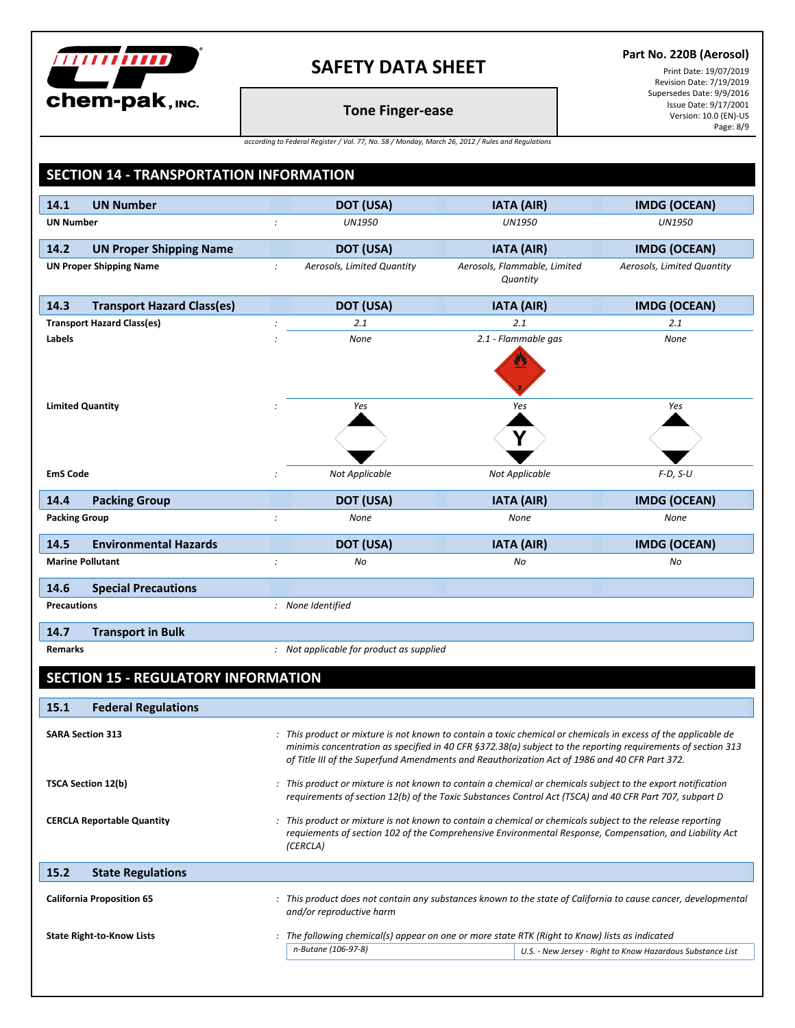## SECTION 14 - TRANSPORTATION INFORMATION

| 14.1 UN Number | | DOT (USA) | IATA (AIR) | IMDG (OCEAN) |
|---|---|---|---|---|
| **UN Number** | : | *UN1950* | *UN1950* | *UN1950* |

| 14.2 UN Proper Shipping Name | | DOT (USA) | IATA (AIR) | IMDG (OCEAN) |
|---|---|---|---|---|
| **UN Proper Shipping Name** | : | *Aerosols, Limited Quantity* | *Aerosols, Flammable, Limited Quantity* | *Aerosols, Limited Quantity* |

| 14.3 Transport Hazard Class(es) | | DOT (USA) | IATA (AIR) | IMDG (OCEAN) |
|---|---|---|---|---|
| **Transport Hazard Class(es)** | : | *2.1* | *2.1* | *2.1* |
| **Labels** | : | *None* | *2.1 - Flammable gas* | *None* |
| **Limited Quantity** | : | *Yes* | *Yes* | *Yes* |
| **EmS Code** | : | *Not Applicable* | *Not Applicable* | *F-D, S-U* |

| 14.4 Packing Group | | DOT (USA) | IATA (AIR) | IMDG (OCEAN) |
|---|---|---|---|---|
| **Packing Group** | : | *None* | *None* | *None* |

| 14.5 Environmental Hazards | | DOT (USA) | IATA (AIR) | IMDG (OCEAN) |
|---|---|---|---|---|
| **Marine Pollutant** | : | *No* | *No* | *No* |

### 14.6 Special Precautions

**Precautions** : *None Identified*

### 14.7 Transport in Bulk

**Remarks** : *Not applicable for product as supplied*

## SECTION 15 - REGULATORY INFORMATION

### 15.1 Federal Regulations

**SARA Section 313** : *This product or mixture is not known to contain a toxic chemical or chemicals in excess of the applicable de minimis concentration as specified in 40 CFR §372.38(a) subject to the reporting requirements of section 313 of Title III of the Superfund Amendments and Reauthorization Act of 1986 and 40 CFR Part 372.*

**TSCA Section 12(b)** : *This product or mixture is not known to contain a chemical or chemicals subject to the export notification requirements of section 12(b) of the Toxic Substances Control Act (TSCA) and 40 CFR Part 707, subpart D*

**CERCLA Reportable Quantity** : *This product or mixture is not known to contain a chemical or chemicals subject to the release reporting requiements of section 102 of the Comprehensive Environmental Response, Compensation, and Liability Act (CERCLA)*

### 15.2 State Regulations

**California Proposition 65** : *This product does not contain any substances known to the state of California to cause cancer, developmental and/or reproductive harm*

**State Right-to-Know Lists** : *The following chemical(s) appear on one or more state RTK (Right to Know) lists as indicated*

| | |
|---|---|
| *n-Butane (106-97-8)* | *U.S. - New Jersey - Right to Know Hazardous Substance List* |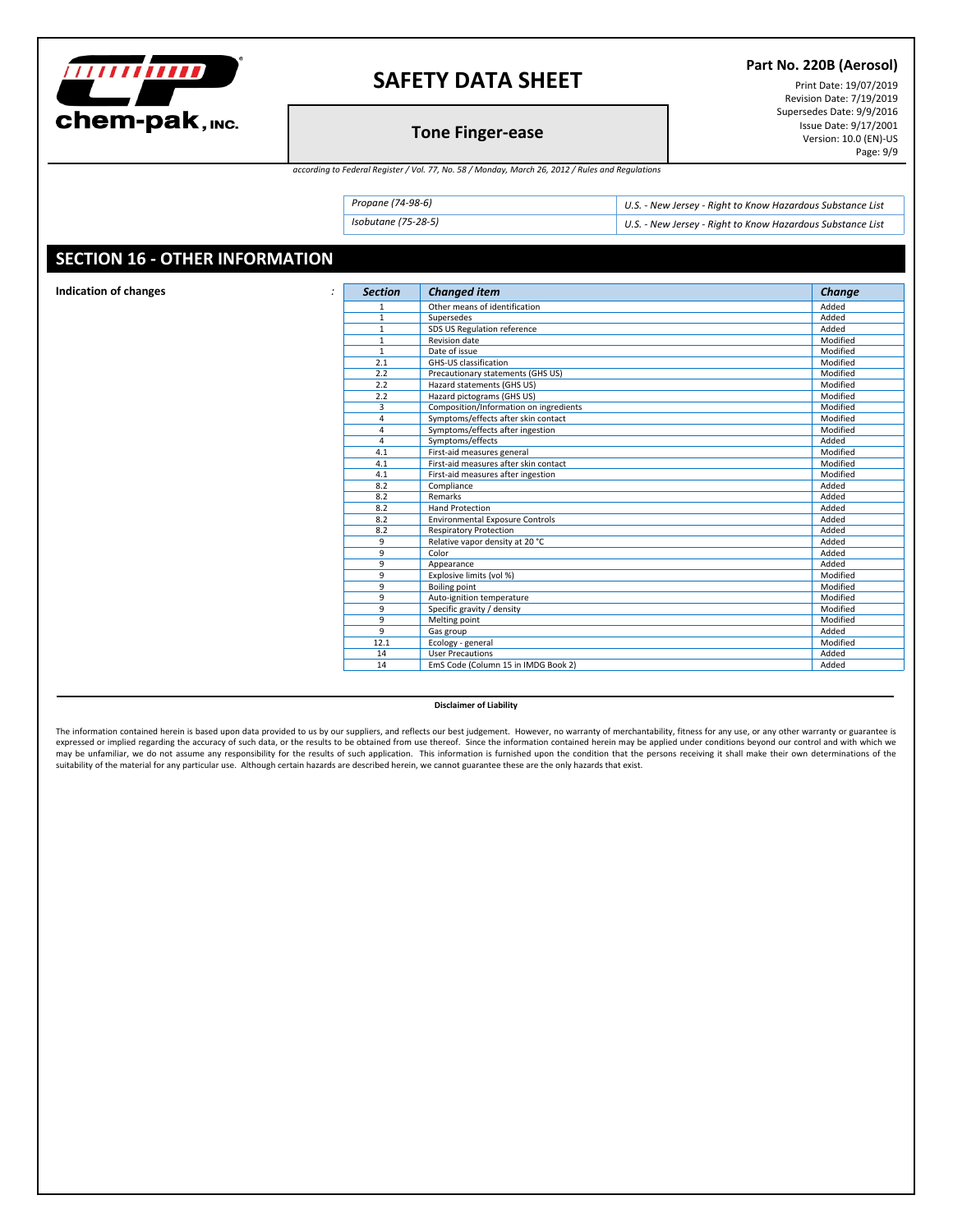| | |
|---|---|
| *Propane (74-98-6)* | *U.S. - New Jersey - Right to Know Hazardous Substance List* |
| *Isobutane (75-28-5)* | *U.S. - New Jersey - Right to Know Hazardous Substance List* |

## SECTION 16 - OTHER INFORMATION

**Indication of changes** :

| *Section* | *Changed item* | *Change* |
|---|---|---|
| 1 | Other means of identification | Added |
| 1 | Supersedes | Added |
| 1 | SDS US Regulation reference | Added |
| 1 | Revision date | Modified |
| 1 | Date of issue | Modified |
| 2.1 | GHS-US classification | Modified |
| 2.2 | Precautionary statements (GHS US) | Modified |
| 2.2 | Hazard statements (GHS US) | Modified |
| 2.2 | Hazard pictograms (GHS US) | Modified |
| 3 | Composition/Information on ingredients | Modified |
| 4 | Symptoms/effects after skin contact | Modified |
| 4 | Symptoms/effects after ingestion | Modified |
| 4 | Symptoms/effects | Added |
| 4.1 | First-aid measures general | Modified |
| 4.1 | First-aid measures after skin contact | Modified |
| 4.1 | First-aid measures after ingestion | Modified |
| 8.2 | Compliance | Added |
| 8.2 | Remarks | Added |
| 8.2 | Hand Protection | Added |
| 8.2 | Environmental Exposure Controls | Added |
| 8.2 | Respiratory Protection | Added |
| 9 | Relative vapor density at 20 °C | Added |
| 9 | Color | Added |
| 9 | Appearance | Added |
| 9 | Explosive limits (vol %) | Modified |
| 9 | Boiling point | Modified |
| 9 | Auto-ignition temperature | Modified |
| 9 | Specific gravity / density | Modified |
| 9 | Melting point | Modified |
| 9 | Gas group | Added |
| 12.1 | Ecology - general | Modified |
| 14 | User Precautions | Added |
| 14 | EmS Code (Column 15 in IMDG Book 2) | Added |

**Disclaimer of Liability**

The information contained herein is based upon data provided to us by our suppliers, and reflects our best judgement. However, no warranty of merchantability, fitness for any use, or any other warranty or guarantee is expressed or implied regarding the accuracy of such data, or the results to be obtained from use thereof. Since the information contained herein may be applied under conditions beyond our control and with which we may be unfamiliar, we do not assume any responsibility for the results of such application. This information is furnished upon the condition that the persons receiving it shall make their own determinations of the suitability of the material for any particular use. Although certain hazards are described herein, we cannot guarantee these are the only hazards that exist.